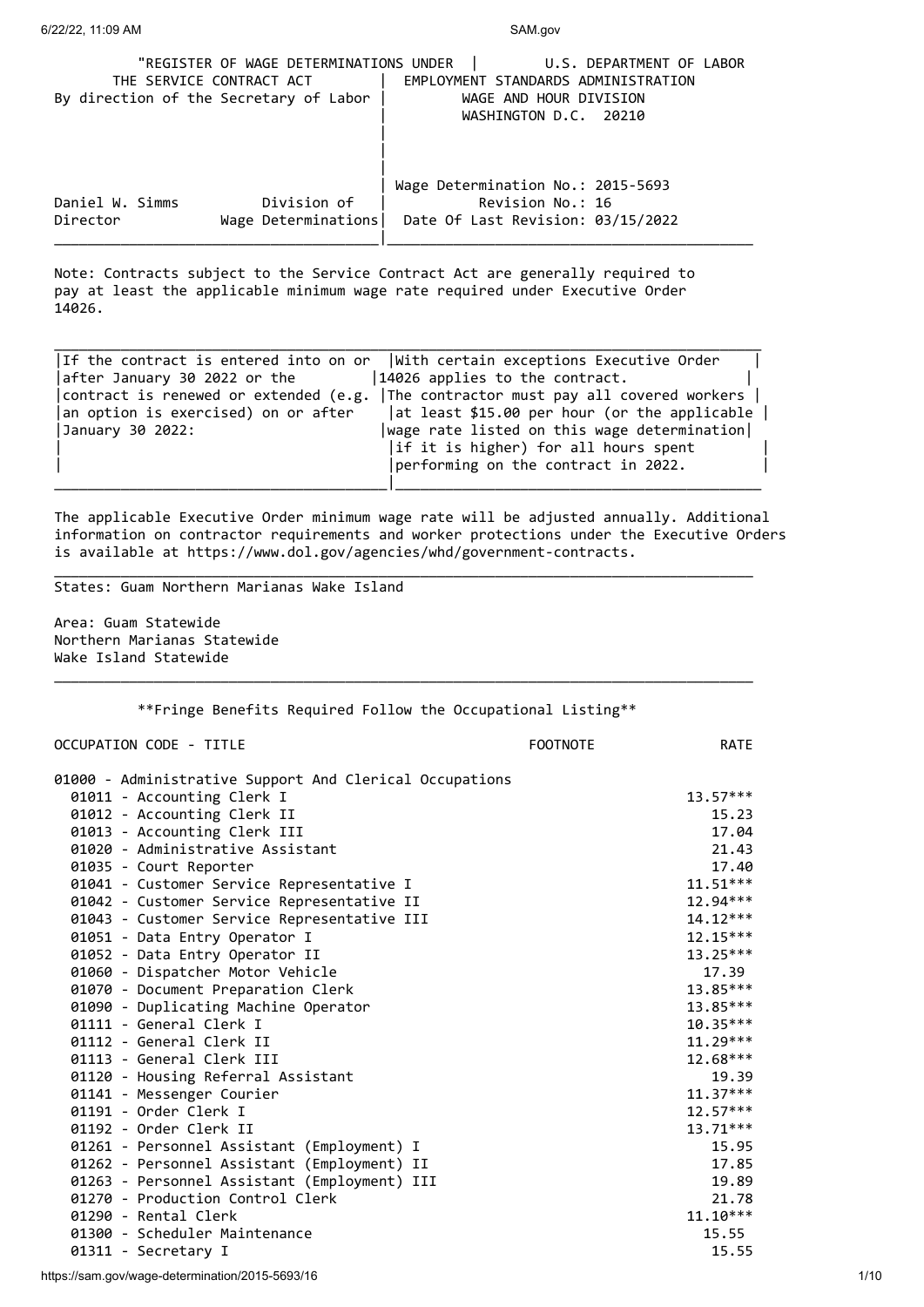"REGISTER OF WAGE DETERMINATIONS UNDER THE SERVICE CONTRACT ACT
By direction of the Secretary of Labor

U.S. DEPARTMENT OF LABOR
EMPLOYMENT STANDARDS ADMINISTRATION
WAGE AND HOUR DIVISION
WASHINGTON D.C. 20210

Daniel W. Simms, Director — Division of Wage Determinations

Wage Determination No.: 2015-5693
Revision No.: 16
Date Of Last Revision: 03/15/2022

Note: Contracts subject to the Service Contract Act are generally required to pay at least the applicable minimum wage rate required under Executive Order 14026.

| If the contract is entered into on or after January 30 2022 or the contract is renewed or extended (e.g. an option is exercised) on or after January 30 2022: | With certain exceptions Executive Order 14026 applies to the contract. The contractor must pay all covered workers at least $15.00 per hour (or the applicable wage rate listed on this wage determination if it is higher) for all hours spent performing on the contract in 2022. |
|---|---|

The applicable Executive Order minimum wage rate will be adjusted annually. Additional information on contractor requirements and worker protections under the Executive Orders is available at https://www.dol.gov/agencies/whd/government-contracts.

States: Guam Northern Marianas Wake Island

Area: Guam Statewide
Northern Marianas Statewide
Wake Island Statewide

**Fringe Benefits Required Follow the Occupational Listing**

| OCCUPATION CODE - TITLE | FOOTNOTE | RATE |
|---|---|---|
| 01000 - Administrative Support And Clerical Occupations | | |
| 01011 - Accounting Clerk I | | 13.57*** |
| 01012 - Accounting Clerk II | | 15.23 |
| 01013 - Accounting Clerk III | | 17.04 |
| 01020 - Administrative Assistant | | 21.43 |
| 01035 - Court Reporter | | 17.40 |
| 01041 - Customer Service Representative I | | 11.51*** |
| 01042 - Customer Service Representative II | | 12.94*** |
| 01043 - Customer Service Representative III | | 14.12*** |
| 01051 - Data Entry Operator I | | 12.15*** |
| 01052 - Data Entry Operator II | | 13.25*** |
| 01060 - Dispatcher Motor Vehicle | | 17.39 |
| 01070 - Document Preparation Clerk | | 13.85*** |
| 01090 - Duplicating Machine Operator | | 13.85*** |
| 01111 - General Clerk I | | 10.35*** |
| 01112 - General Clerk II | | 11.29*** |
| 01113 - General Clerk III | | 12.68*** |
| 01120 - Housing Referral Assistant | | 19.39 |
| 01141 - Messenger Courier | | 11.37*** |
| 01191 - Order Clerk I | | 12.57*** |
| 01192 - Order Clerk II | | 13.71*** |
| 01261 - Personnel Assistant (Employment) I | | 15.95 |
| 01262 - Personnel Assistant (Employment) II | | 17.85 |
| 01263 - Personnel Assistant (Employment) III | | 19.89 |
| 01270 - Production Control Clerk | | 21.78 |
| 01290 - Rental Clerk | | 11.10*** |
| 01300 - Scheduler Maintenance | | 15.55 |
| 01311 - Secretary I | | 15.55 |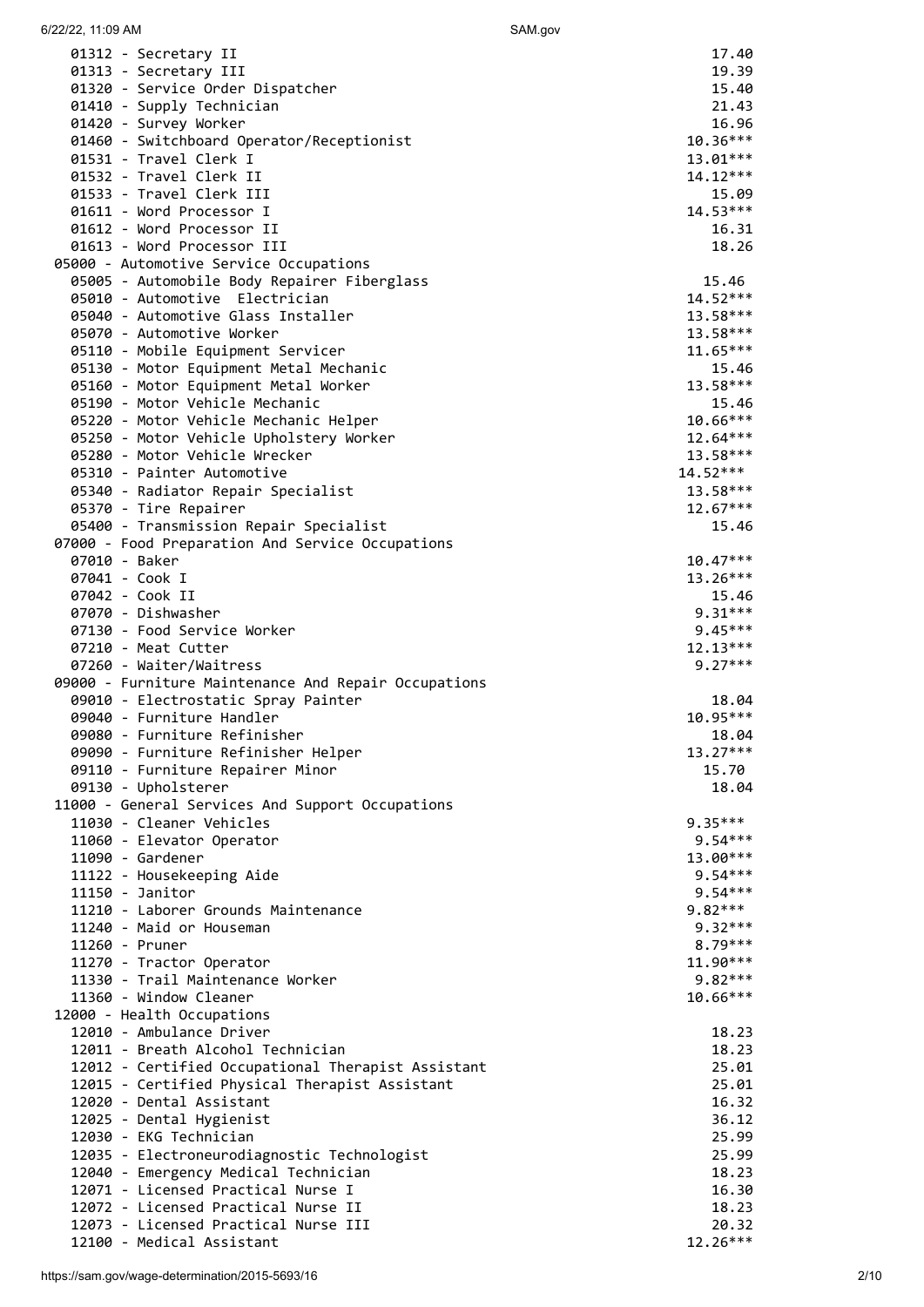```
  01312 - Secretary II                                           17.40
  01313 - Secretary III                                          19.39
  01320 - Service Order Dispatcher                               15.40
  01410 - Supply Technician                                      21.43
  01420 - Survey Worker                                          16.96
  01460 - Switchboard Operator/Receptionist                      10.36***
  01531 - Travel Clerk I                                         13.01***
  01532 - Travel Clerk II                                        14.12***
  01533 - Travel Clerk III                                       15.09
  01611 - Word Processor I                                       14.53***
  01612 - Word Processor II                                      16.31
  01613 - Word Processor III                                     18.26
05000 - Automotive Service Occupations
  05005 - Automobile Body Repairer Fiberglass                    15.46
  05010 - Automotive  Electrician                                14.52***
  05040 - Automotive Glass Installer                             13.58***
  05070 - Automotive Worker                                      13.58***
  05110 - Mobile Equipment Servicer                              11.65***
  05130 - Motor Equipment Metal Mechanic                         15.46
  05160 - Motor Equipment Metal Worker                           13.58***
  05190 - Motor Vehicle Mechanic                                 15.46
  05220 - Motor Vehicle Mechanic Helper                          10.66***
  05250 - Motor Vehicle Upholstery Worker                        12.64***
  05280 - Motor Vehicle Wrecker                                  13.58***
  05310 - Painter Automotive                                     14.52***
  05340 - Radiator Repair Specialist                             13.58***
  05370 - Tire Repairer                                          12.67***
  05400 - Transmission Repair Specialist                         15.46
07000 - Food Preparation And Service Occupations
  07010 - Baker                                                  10.47***
  07041 - Cook I                                                 13.26***
  07042 - Cook II                                                15.46
  07070 - Dishwasher                                              9.31***
  07130 - Food Service Worker                                     9.45***
  07210 - Meat Cutter                                            12.13***
  07260 - Waiter/Waitress                                         9.27***
09000 - Furniture Maintenance And Repair Occupations
  09010 - Electrostatic Spray Painter                            18.04
  09040 - Furniture Handler                                      10.95***
  09080 - Furniture Refinisher                                   18.04
  09090 - Furniture Refinisher Helper                            13.27***
  09110 - Furniture Repairer Minor                               15.70
  09130 - Upholsterer                                            18.04
11000 - General Services And Support Occupations
  11030 - Cleaner Vehicles                                        9.35***
  11060 - Elevator Operator                                       9.54***
  11090 - Gardener                                               13.00***
  11122 - Housekeeping Aide                                       9.54***
  11150 - Janitor                                                 9.54***
  11210 - Laborer Grounds Maintenance                             9.82***
  11240 - Maid or Houseman                                        9.32***
  11260 - Pruner                                                  8.79***
  11270 - Tractor Operator                                       11.90***
  11330 - Trail Maintenance Worker                                9.82***
  11360 - Window Cleaner                                         10.66***
12000 - Health Occupations
  12010 - Ambulance Driver                                       18.23
  12011 - Breath Alcohol Technician                              18.23
  12012 - Certified Occupational Therapist Assistant             25.01
  12015 - Certified Physical Therapist Assistant                 25.01
  12020 - Dental Assistant                                       16.32
  12025 - Dental Hygienist                                       36.12
  12030 - EKG Technician                                         25.99
  12035 - Electroneurodiagnostic Technologist                    25.99
  12040 - Emergency Medical Technician                           18.23
  12071 - Licensed Practical Nurse I                             16.30
  12072 - Licensed Practical Nurse II                            18.23
  12073 - Licensed Practical Nurse III                           20.32
  12100 - Medical Assistant                                      12.26***
```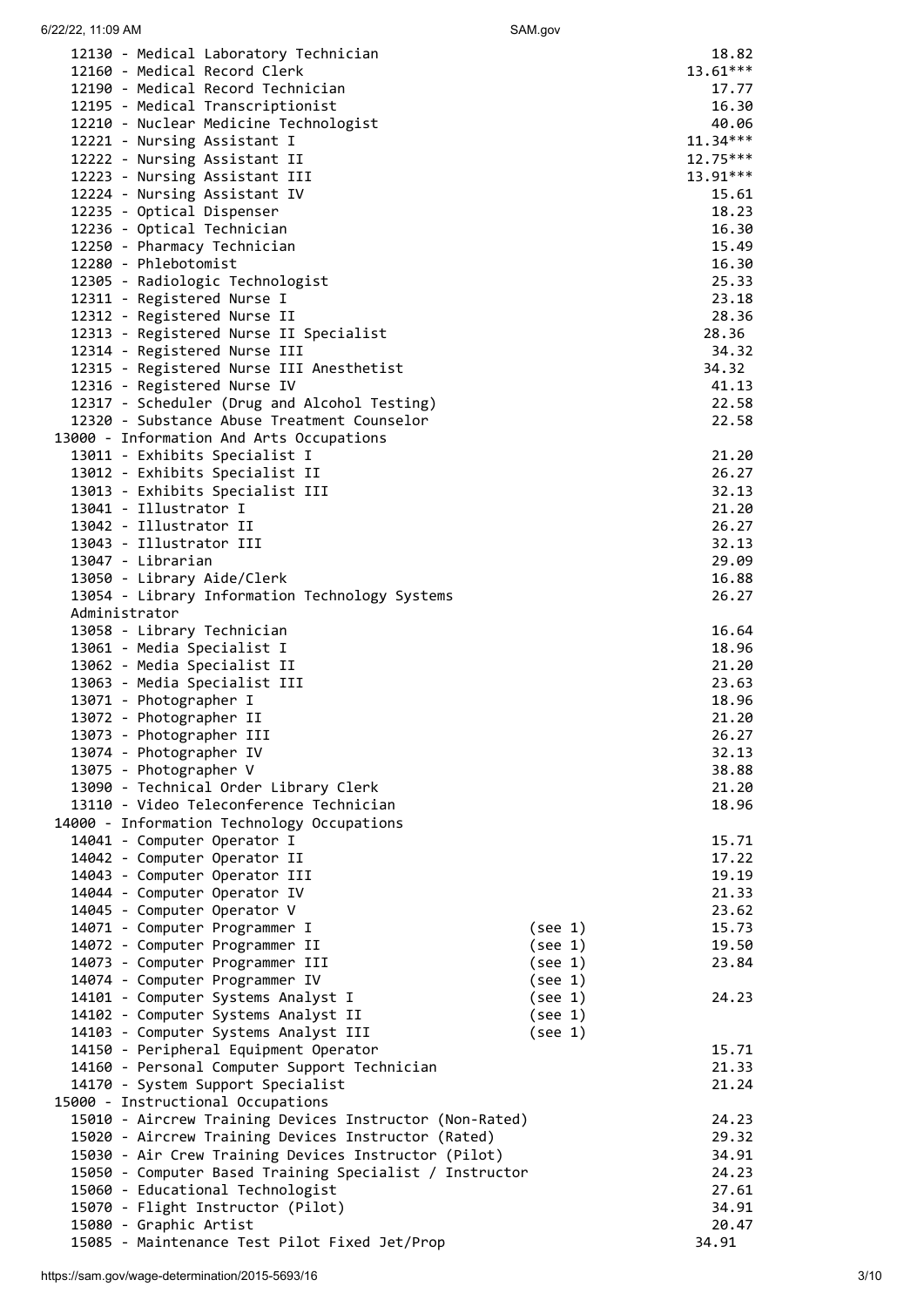```
  12130 - Medical Laboratory Technician                                18.82
  12160 - Medical Record Clerk                                         13.61***
  12190 - Medical Record Technician                                    17.77
  12195 - Medical Transcriptionist                                     16.30
  12210 - Nuclear Medicine Technologist                                40.06
  12221 - Nursing Assistant I                                          11.34***
  12222 - Nursing Assistant II                                         12.75***
  12223 - Nursing Assistant III                                        13.91***
  12224 - Nursing Assistant IV                                         15.61
  12235 - Optical Dispenser                                            18.23
  12236 - Optical Technician                                           16.30
  12250 - Pharmacy Technician                                          15.49
  12280 - Phlebotomist                                                 16.30
  12305 - Radiologic Technologist                                      25.33
  12311 - Registered Nurse I                                           23.18
  12312 - Registered Nurse II                                          28.36
  12313 - Registered Nurse II Specialist                               28.36
  12314 - Registered Nurse III                                         34.32
  12315 - Registered Nurse III Anesthetist                             34.32
  12316 - Registered Nurse IV                                          41.13
  12317 - Scheduler (Drug and Alcohol Testing)                         22.58
  12320 - Substance Abuse Treatment Counselor                          22.58
 13000 - Information And Arts Occupations
  13011 - Exhibits Specialist I                                        21.20
  13012 - Exhibits Specialist II                                       26.27
  13013 - Exhibits Specialist III                                      32.13
  13041 - Illustrator I                                                21.20
  13042 - Illustrator II                                               26.27
  13043 - Illustrator III                                              32.13
  13047 - Librarian                                                    29.09
  13050 - Library Aide/Clerk                                           16.88
  13054 - Library Information Technology Systems                       26.27
  Administrator
  13058 - Library Technician                                           16.64
  13061 - Media Specialist I                                           18.96
  13062 - Media Specialist II                                          21.20
  13063 - Media Specialist III                                         23.63
  13071 - Photographer I                                               18.96
  13072 - Photographer II                                              21.20
  13073 - Photographer III                                             26.27
  13074 - Photographer IV                                              32.13
  13075 - Photographer V                                               38.88
  13090 - Technical Order Library Clerk                                21.20
  13110 - Video Teleconference Technician                              18.96
 14000 - Information Technology Occupations
  14041 - Computer Operator I                                          15.71
  14042 - Computer Operator II                                         17.22
  14043 - Computer Operator III                                        19.19
  14044 - Computer Operator IV                                         21.33
  14045 - Computer Operator V                                          23.62
  14071 - Computer Programmer I                       (see 1)          15.73
  14072 - Computer Programmer II                      (see 1)          19.50
  14073 - Computer Programmer III                     (see 1)          23.84
  14074 - Computer Programmer IV                      (see 1)
  14101 - Computer Systems Analyst I                  (see 1)          24.23
  14102 - Computer Systems Analyst II                 (see 1)
  14103 - Computer Systems Analyst III                (see 1)
  14150 - Peripheral Equipment Operator                                15.71
  14160 - Personal Computer Support Technician                         21.33
  14170 - System Support Specialist                                    21.24
 15000 - Instructional Occupations
  15010 - Aircrew Training Devices Instructor (Non-Rated)              24.23
  15020 - Aircrew Training Devices Instructor (Rated)                  29.32
  15030 - Air Crew Training Devices Instructor (Pilot)                 34.91
  15050 - Computer Based Training Specialist / Instructor              24.23
  15060 - Educational Technologist                                     27.61
  15070 - Flight Instructor (Pilot)                                    34.91
  15080 - Graphic Artist                                               20.47
  15085 - Maintenance Test Pilot Fixed Jet/Prop                        34.91
```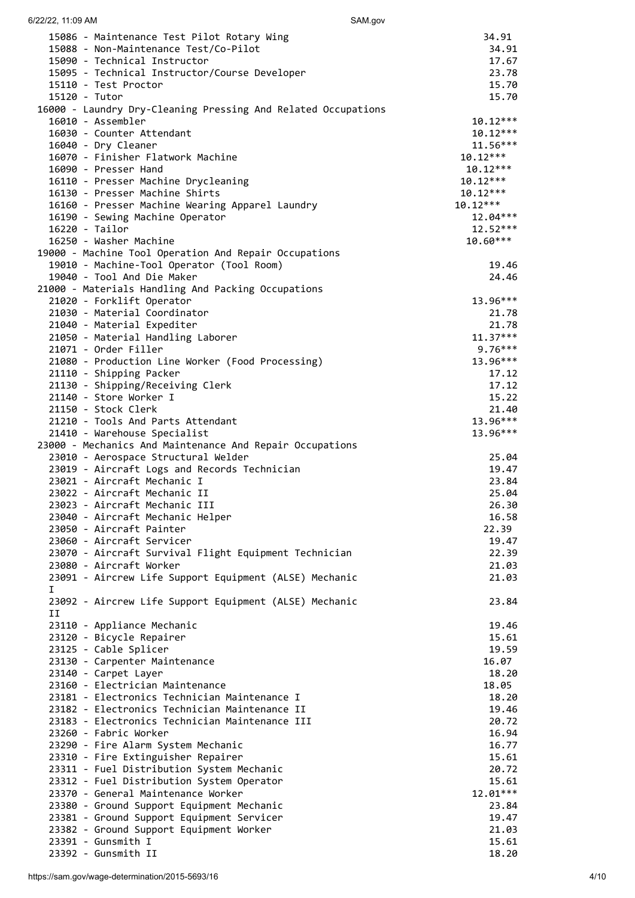```
  15086 - Maintenance Test Pilot Rotary Wing                       34.91
  15088 - Non-Maintenance Test/Co-Pilot                            34.91
  15090 - Technical Instructor                                     17.67
  15095 - Technical Instructor/Course Developer                    23.78
  15110 - Test Proctor                                             15.70
  15120 - Tutor                                                    15.70
 16000 - Laundry Dry-Cleaning Pressing And Related Occupations
  16010 - Assembler                                                10.12***
  16030 - Counter Attendant                                        10.12***
  16040 - Dry Cleaner                                              11.56***
  16070 - Finisher Flatwork Machine                                10.12***
  16090 - Presser Hand                                             10.12***
  16110 - Presser Machine Drycleaning                              10.12***
  16130 - Presser Machine Shirts                                   10.12***
  16160 - Presser Machine Wearing Apparel Laundry                  10.12***
  16190 - Sewing Machine Operator                                  12.04***
  16220 - Tailor                                                   12.52***
  16250 - Washer Machine                                           10.60***
 19000 - Machine Tool Operation And Repair Occupations
  19010 - Machine-Tool Operator (Tool Room)                        19.46
  19040 - Tool And Die Maker                                       24.46
 21000 - Materials Handling And Packing Occupations
  21020 - Forklift Operator                                        13.96***
  21030 - Material Coordinator                                     21.78
  21040 - Material Expediter                                       21.78
  21050 - Material Handling Laborer                                11.37***
  21071 - Order Filler                                              9.76***
  21080 - Production Line Worker (Food Processing)                 13.96***
  21110 - Shipping Packer                                          17.12
  21130 - Shipping/Receiving Clerk                                 17.12
  21140 - Store Worker I                                           15.22
  21150 - Stock Clerk                                              21.40
  21210 - Tools And Parts Attendant                                13.96***
  21410 - Warehouse Specialist                                     13.96***
 23000 - Mechanics And Maintenance And Repair Occupations
  23010 - Aerospace Structural Welder                              25.04
  23019 - Aircraft Logs and Records Technician                     19.47
  23021 - Aircraft Mechanic I                                      23.84
  23022 - Aircraft Mechanic II                                     25.04
  23023 - Aircraft Mechanic III                                    26.30
  23040 - Aircraft Mechanic Helper                                 16.58
  23050 - Aircraft Painter                                         22.39
  23060 - Aircraft Servicer                                        19.47
  23070 - Aircraft Survival Flight Equipment Technician            22.39
  23080 - Aircraft Worker                                          21.03
  23091 - Aircrew Life Support Equipment (ALSE) Mechanic           21.03
  I
  23092 - Aircrew Life Support Equipment (ALSE) Mechanic           23.84
  II
  23110 - Appliance Mechanic                                       19.46
  23120 - Bicycle Repairer                                         15.61
  23125 - Cable Splicer                                            19.59
  23130 - Carpenter Maintenance                                    16.07
  23140 - Carpet Layer                                             18.20
  23160 - Electrician Maintenance                                  18.05
  23181 - Electronics Technician Maintenance I                     18.20
  23182 - Electronics Technician Maintenance II                    19.46
  23183 - Electronics Technician Maintenance III                   20.72
  23260 - Fabric Worker                                            16.94
  23290 - Fire Alarm System Mechanic                               16.77
  23310 - Fire Extinguisher Repairer                               15.61
  23311 - Fuel Distribution System Mechanic                        20.72
  23312 - Fuel Distribution System Operator                        15.61
  23370 - General Maintenance Worker                               12.01***
  23380 - Ground Support Equipment Mechanic                        23.84
  23381 - Ground Support Equipment Servicer                        19.47
  23382 - Ground Support Equipment Worker                          21.03
  23391 - Gunsmith I                                               15.61
  23392 - Gunsmith II                                              18.20
```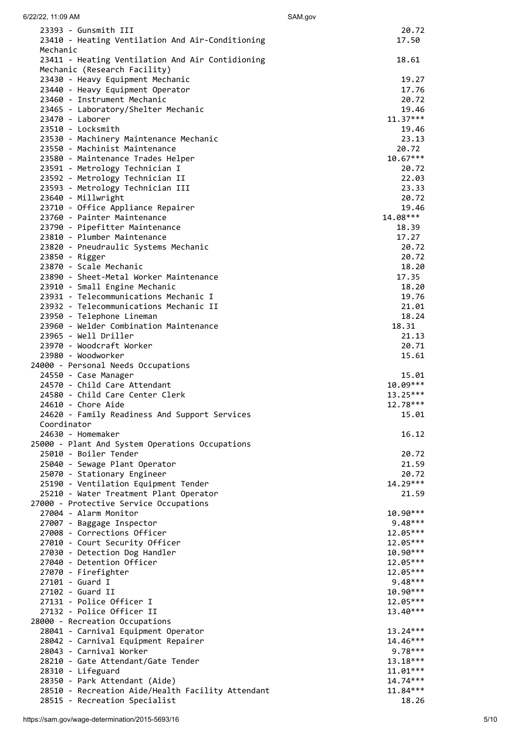```
   23393 - Gunsmith III                                        20.72
   23410 - Heating Ventilation And Air-Conditioning            17.50
   Mechanic
   23411 - Heating Ventilation And Air Contidioning            18.61
   Mechanic (Research Facility)
   23430 - Heavy Equipment Mechanic                            19.27
   23440 - Heavy Equipment Operator                            17.76
   23460 - Instrument Mechanic                                 20.72
   23465 - Laboratory/Shelter Mechanic                         19.46
   23470 - Laborer                                             11.37***
   23510 - Locksmith                                           19.46
   23530 - Machinery Maintenance Mechanic                      23.13
   23550 - Machinist Maintenance                               20.72
   23580 - Maintenance Trades Helper                           10.67***
   23591 - Metrology Technician I                              20.72
   23592 - Metrology Technician II                             22.03
   23593 - Metrology Technician III                            23.33
   23640 - Millwright                                          20.72
   23710 - Office Appliance Repairer                           19.46
   23760 - Painter Maintenance                                 14.08***
   23790 - Pipefitter Maintenance                              18.39
   23810 - Plumber Maintenance                                 17.27
   23820 - Pneudraulic Systems Mechanic                        20.72
   23850 - Rigger                                              20.72
   23870 - Scale Mechanic                                      18.20
   23890 - Sheet-Metal Worker Maintenance                      17.35
   23910 - Small Engine Mechanic                               18.20
   23931 - Telecommunications Mechanic I                       19.76
   23932 - Telecommunications Mechanic II                      21.01
   23950 - Telephone Lineman                                   18.24
   23960 - Welder Combination Maintenance                      18.31
   23965 - Well Driller                                        21.13
   23970 - Woodcraft Worker                                    20.71
   23980 - Woodworker                                          15.61
 24000 - Personal Needs Occupations
   24550 - Case Manager                                        15.01
   24570 - Child Care Attendant                                10.09***
   24580 - Child Care Center Clerk                             13.25***
   24610 - Chore Aide                                          12.78***
   24620 - Family Readiness And Support Services               15.01
   Coordinator
   24630 - Homemaker                                           16.12
 25000 - Plant And System Operations Occupations
   25010 - Boiler Tender                                       20.72
   25040 - Sewage Plant Operator                               21.59
   25070 - Stationary Engineer                                 20.72
   25190 - Ventilation Equipment Tender                        14.29***
   25210 - Water Treatment Plant Operator                      21.59
 27000 - Protective Service Occupations
   27004 - Alarm Monitor                                       10.90***
   27007 - Baggage Inspector                                    9.48***
   27008 - Corrections Officer                                 12.05***
   27010 - Court Security Officer                              12.05***
   27030 - Detection Dog Handler                               10.90***
   27040 - Detention Officer                                   12.05***
   27070 - Firefighter                                         12.05***
   27101 - Guard I                                              9.48***
   27102 - Guard II                                            10.90***
   27131 - Police Officer I                                    12.05***
   27132 - Police Officer II                                   13.40***
 28000 - Recreation Occupations
   28041 - Carnival Equipment Operator                         13.24***
   28042 - Carnival Equipment Repairer                         14.46***
   28043 - Carnival Worker                                      9.78***
   28210 - Gate Attendant/Gate Tender                          13.18***
   28310 - Lifeguard                                           11.01***
   28350 - Park Attendant (Aide)                               14.74***
   28510 - Recreation Aide/Health Facility Attendant           11.84***
   28515 - Recreation Specialist                               18.26
```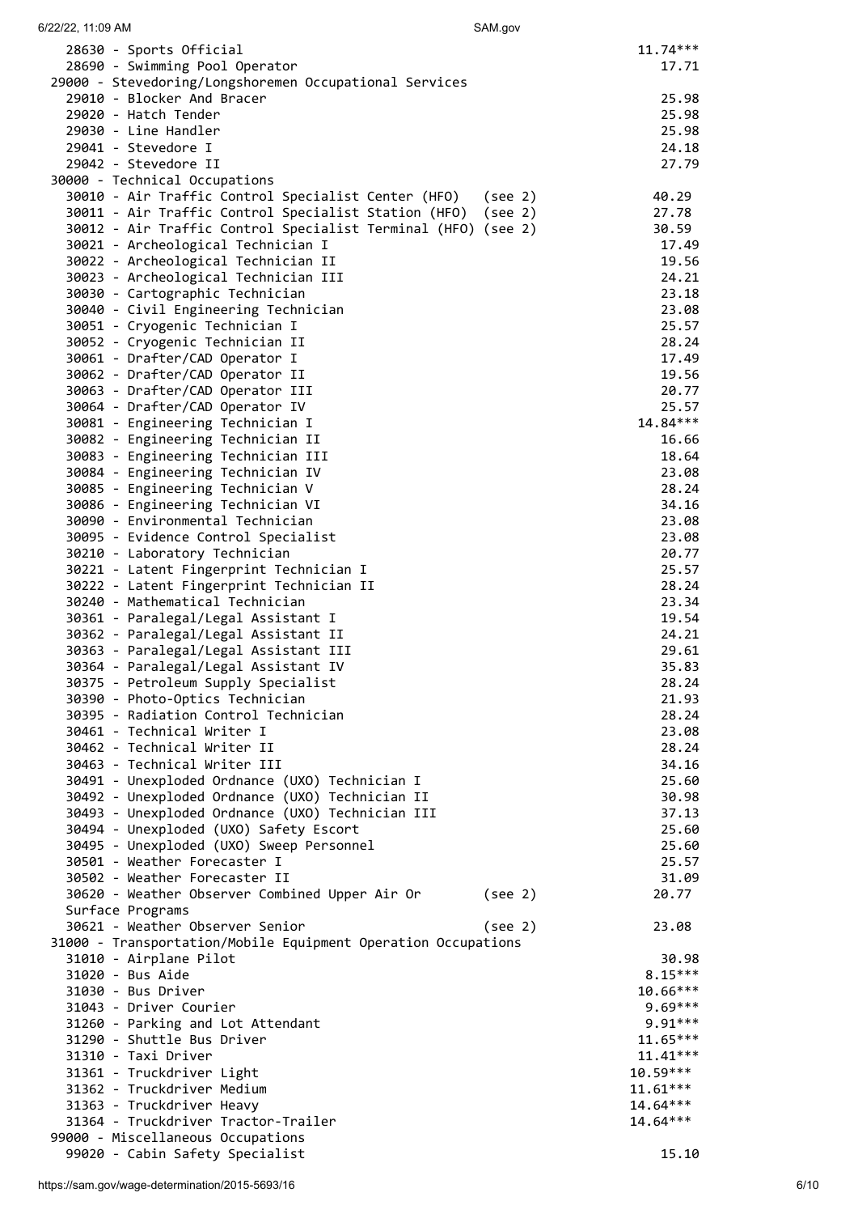```
  28630 - Sports Official                                             11.74***
  28690 - Swimming Pool Operator                                      17.71
29000 - Stevedoring/Longshoremen Occupational Services
  29010 - Blocker And Bracer                                          25.98
  29020 - Hatch Tender                                                25.98
  29030 - Line Handler                                                25.98
  29041 - Stevedore I                                                 24.18
  29042 - Stevedore II                                                27.79
30000 - Technical Occupations
  30010 - Air Traffic Control Specialist Center (HFO)   (see 2)       40.29
  30011 - Air Traffic Control Specialist Station (HFO)  (see 2)       27.78
  30012 - Air Traffic Control Specialist Terminal (HFO) (see 2)       30.59
  30021 - Archeological Technician I                                  17.49
  30022 - Archeological Technician II                                 19.56
  30023 - Archeological Technician III                                24.21
  30030 - Cartographic Technician                                     23.18
  30040 - Civil Engineering Technician                                23.08
  30051 - Cryogenic Technician I                                      25.57
  30052 - Cryogenic Technician II                                     28.24
  30061 - Drafter/CAD Operator I                                      17.49
  30062 - Drafter/CAD Operator II                                     19.56
  30063 - Drafter/CAD Operator III                                    20.77
  30064 - Drafter/CAD Operator IV                                     25.57
  30081 - Engineering Technician I                                    14.84***
  30082 - Engineering Technician II                                   16.66
  30083 - Engineering Technician III                                  18.64
  30084 - Engineering Technician IV                                   23.08
  30085 - Engineering Technician V                                    28.24
  30086 - Engineering Technician VI                                   34.16
  30090 - Environmental Technician                                    23.08
  30095 - Evidence Control Specialist                                 23.08
  30210 - Laboratory Technician                                       20.77
  30221 - Latent Fingerprint Technician I                             25.57
  30222 - Latent Fingerprint Technician II                            28.24
  30240 - Mathematical Technician                                     23.34
  30361 - Paralegal/Legal Assistant I                                 19.54
  30362 - Paralegal/Legal Assistant II                                24.21
  30363 - Paralegal/Legal Assistant III                               29.61
  30364 - Paralegal/Legal Assistant IV                                35.83
  30375 - Petroleum Supply Specialist                                 28.24
  30390 - Photo-Optics Technician                                     21.93
  30395 - Radiation Control Technician                                28.24
  30461 - Technical Writer I                                          23.08
  30462 - Technical Writer II                                         28.24
  30463 - Technical Writer III                                        34.16
  30491 - Unexploded Ordnance (UXO) Technician I                      25.60
  30492 - Unexploded Ordnance (UXO) Technician II                     30.98
  30493 - Unexploded Ordnance (UXO) Technician III                    37.13
  30494 - Unexploded (UXO) Safety Escort                              25.60
  30495 - Unexploded (UXO) Sweep Personnel                            25.60
  30501 - Weather Forecaster I                                        25.57
  30502 - Weather Forecaster II                                       31.09
  30620 - Weather Observer Combined Upper Air Or       (see 2)        20.77
  Surface Programs
  30621 - Weather Observer Senior                      (see 2)        23.08
31000 - Transportation/Mobile Equipment Operation Occupations
  31010 - Airplane Pilot                                              30.98
  31020 - Bus Aide                                                     8.15***
  31030 - Bus Driver                                                  10.66***
  31043 - Driver Courier                                               9.69***
  31260 - Parking and Lot Attendant                                    9.91***
  31290 - Shuttle Bus Driver                                          11.65***
  31310 - Taxi Driver                                                 11.41***
  31361 - Truckdriver Light                                           10.59***
  31362 - Truckdriver Medium                                          11.61***
  31363 - Truckdriver Heavy                                           14.64***
  31364 - Truckdriver Tractor-Trailer                                 14.64***
99000 - Miscellaneous Occupations
  99020 - Cabin Safety Specialist                                     15.10
```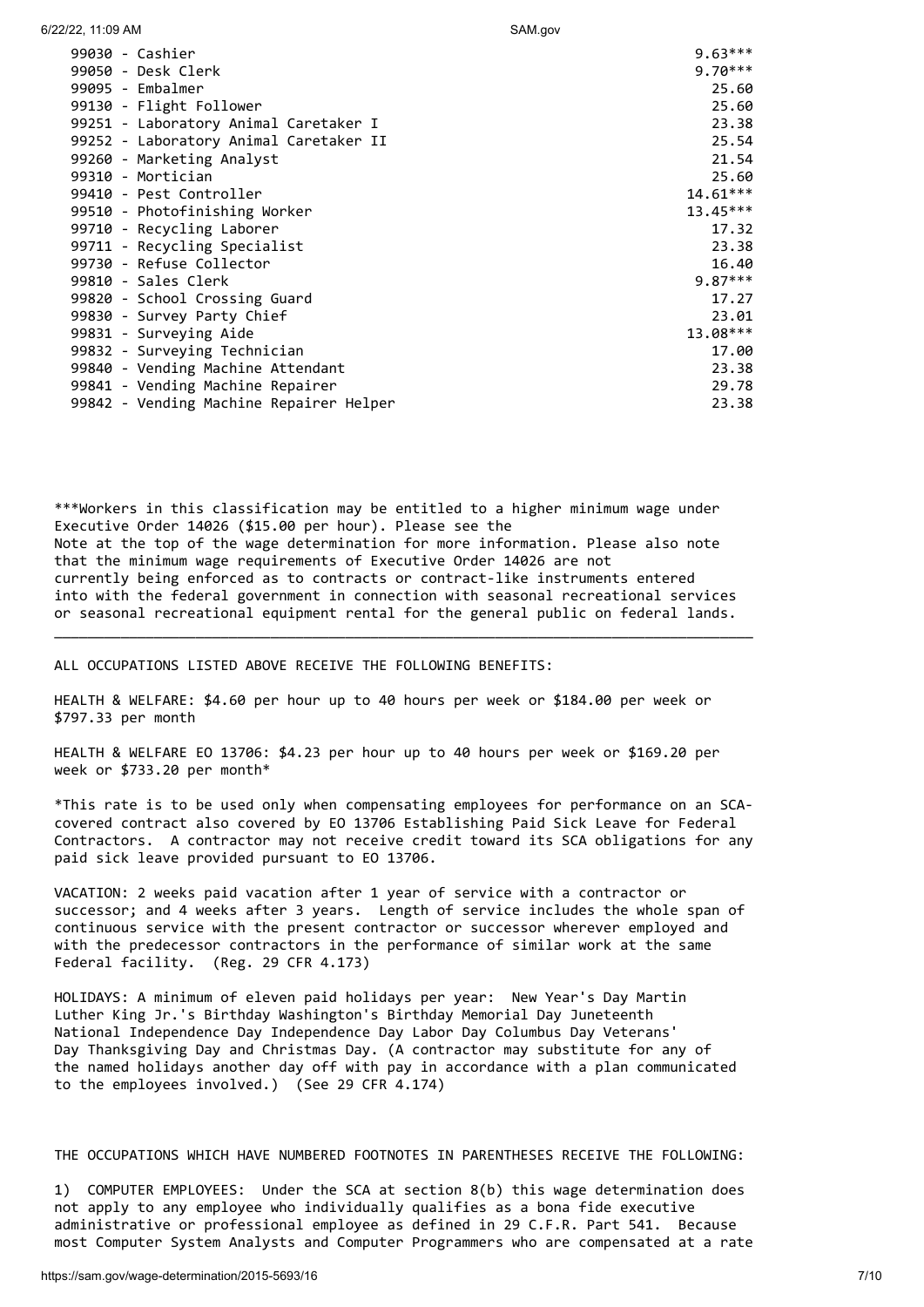| Occupation | Rate |
|---|---|
| 99030 - Cashier | 9.63*** |
| 99050 - Desk Clerk | 9.70*** |
| 99095 - Embalmer | 25.60 |
| 99130 - Flight Follower | 25.60 |
| 99251 - Laboratory Animal Caretaker I | 23.38 |
| 99252 - Laboratory Animal Caretaker II | 25.54 |
| 99260 - Marketing Analyst | 21.54 |
| 99310 - Mortician | 25.60 |
| 99410 - Pest Controller | 14.61*** |
| 99510 - Photofinishing Worker | 13.45*** |
| 99710 - Recycling Laborer | 17.32 |
| 99711 - Recycling Specialist | 23.38 |
| 99730 - Refuse Collector | 16.40 |
| 99810 - Sales Clerk | 9.87*** |
| 99820 - School Crossing Guard | 17.27 |
| 99830 - Survey Party Chief | 23.01 |
| 99831 - Surveying Aide | 13.08*** |
| 99832 - Surveying Technician | 17.00 |
| 99840 - Vending Machine Attendant | 23.38 |
| 99841 - Vending Machine Repairer | 29.78 |
| 99842 - Vending Machine Repairer Helper | 23.38 |

***Workers in this classification may be entitled to a higher minimum wage under Executive Order 14026 ($15.00 per hour). Please see the Note at the top of the wage determination for more information. Please also note that the minimum wage requirements of Executive Order 14026 are not currently being enforced as to contracts or contract-like instruments entered into with the federal government in connection with seasonal recreational services or seasonal recreational equipment rental for the general public on federal lands.

---

ALL OCCUPATIONS LISTED ABOVE RECEIVE THE FOLLOWING BENEFITS:

HEALTH & WELFARE: $4.60 per hour up to 40 hours per week or $184.00 per week or $797.33 per month

HEALTH & WELFARE EO 13706: $4.23 per hour up to 40 hours per week or $169.20 per week or $733.20 per month*

*This rate is to be used only when compensating employees for performance on an SCA-covered contract also covered by EO 13706 Establishing Paid Sick Leave for Federal Contractors. A contractor may not receive credit toward its SCA obligations for any paid sick leave provided pursuant to EO 13706.

VACATION: 2 weeks paid vacation after 1 year of service with a contractor or successor; and 4 weeks after 3 years. Length of service includes the whole span of continuous service with the present contractor or successor wherever employed and with the predecessor contractors in the performance of similar work at the same Federal facility. (Reg. 29 CFR 4.173)

HOLIDAYS: A minimum of eleven paid holidays per year: New Year's Day Martin Luther King Jr.'s Birthday Washington's Birthday Memorial Day Juneteenth National Independence Day Independence Day Labor Day Columbus Day Veterans' Day Thanksgiving Day and Christmas Day. (A contractor may substitute for any of the named holidays another day off with pay in accordance with a plan communicated to the employees involved.) (See 29 CFR 4.174)

THE OCCUPATIONS WHICH HAVE NUMBERED FOOTNOTES IN PARENTHESES RECEIVE THE FOLLOWING:

1) COMPUTER EMPLOYEES: Under the SCA at section 8(b) this wage determination does not apply to any employee who individually qualifies as a bona fide executive administrative or professional employee as defined in 29 C.F.R. Part 541. Because most Computer System Analysts and Computer Programmers who are compensated at a rate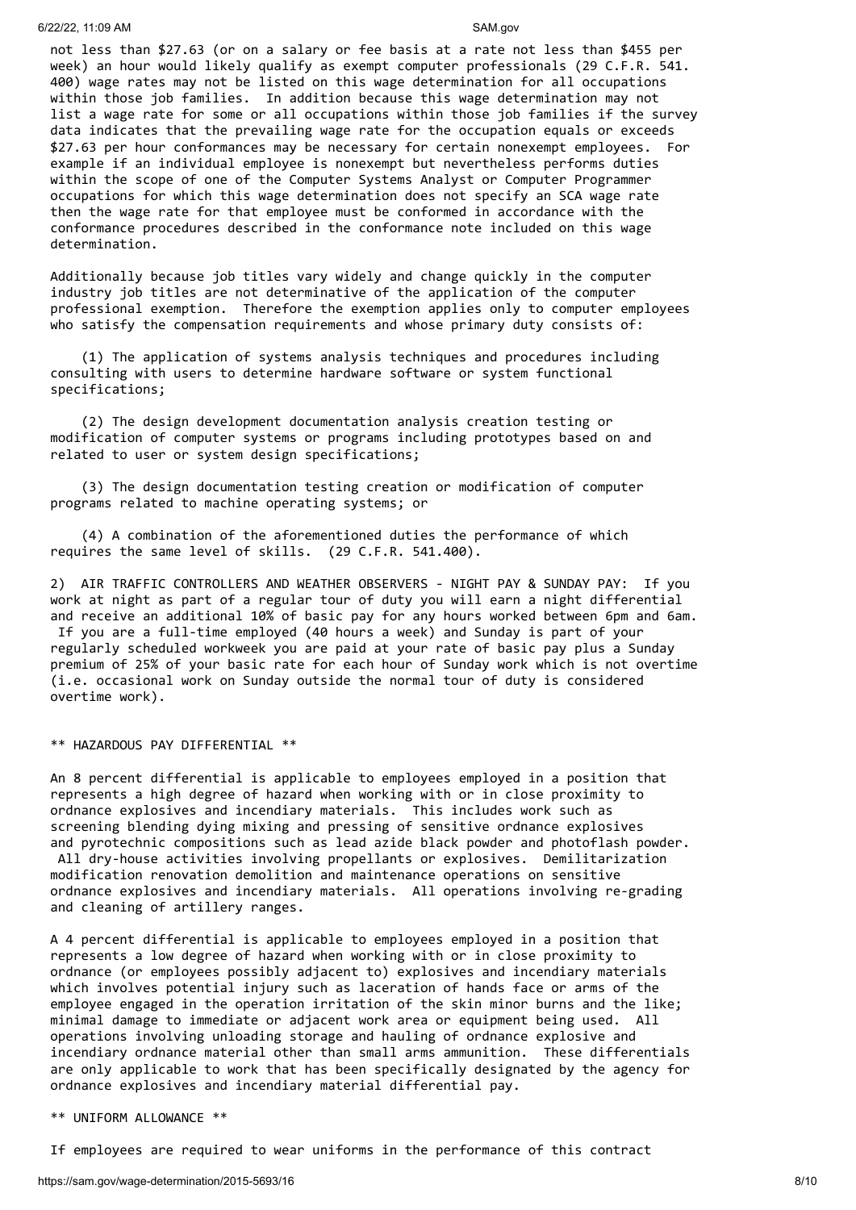not less than $27.63 (or on a salary or fee basis at a rate not less than $455 per week) an hour would likely qualify as exempt computer professionals (29 C.F.R. 541. 400) wage rates may not be listed on this wage determination for all occupations within those job families. In addition because this wage determination may not list a wage rate for some or all occupations within those job families if the survey data indicates that the prevailing wage rate for the occupation equals or exceeds $27.63 per hour conformances may be necessary for certain nonexempt employees. For example if an individual employee is nonexempt but nevertheless performs duties within the scope of one of the Computer Systems Analyst or Computer Programmer occupations for which this wage determination does not specify an SCA wage rate then the wage rate for that employee must be conformed in accordance with the conformance procedures described in the conformance note included on this wage determination.

Additionally because job titles vary widely and change quickly in the computer industry job titles are not determinative of the application of the computer professional exemption. Therefore the exemption applies only to computer employees who satisfy the compensation requirements and whose primary duty consists of:

(1) The application of systems analysis techniques and procedures including consulting with users to determine hardware software or system functional specifications;

(2) The design development documentation analysis creation testing or modification of computer systems or programs including prototypes based on and related to user or system design specifications;

(3) The design documentation testing creation or modification of computer programs related to machine operating systems; or

(4) A combination of the aforementioned duties the performance of which requires the same level of skills. (29 C.F.R. 541.400).

2) AIR TRAFFIC CONTROLLERS AND WEATHER OBSERVERS - NIGHT PAY & SUNDAY PAY: If you work at night as part of a regular tour of duty you will earn a night differential and receive an additional 10% of basic pay for any hours worked between 6pm and 6am. If you are a full-time employed (40 hours a week) and Sunday is part of your regularly scheduled workweek you are paid at your rate of basic pay plus a Sunday premium of 25% of your basic rate for each hour of Sunday work which is not overtime (i.e. occasional work on Sunday outside the normal tour of duty is considered overtime work).

** HAZARDOUS PAY DIFFERENTIAL **

An 8 percent differential is applicable to employees employed in a position that represents a high degree of hazard when working with or in close proximity to ordnance explosives and incendiary materials. This includes work such as screening blending dying mixing and pressing of sensitive ordnance explosives and pyrotechnic compositions such as lead azide black powder and photoflash powder. All dry-house activities involving propellants or explosives. Demilitarization modification renovation demolition and maintenance operations on sensitive ordnance explosives and incendiary materials. All operations involving re-grading and cleaning of artillery ranges.

A 4 percent differential is applicable to employees employed in a position that represents a low degree of hazard when working with or in close proximity to ordnance (or employees possibly adjacent to) explosives and incendiary materials which involves potential injury such as laceration of hands face or arms of the employee engaged in the operation irritation of the skin minor burns and the like; minimal damage to immediate or adjacent work area or equipment being used. All operations involving unloading storage and hauling of ordnance explosive and incendiary ordnance material other than small arms ammunition. These differentials are only applicable to work that has been specifically designated by the agency for ordnance explosives and incendiary material differential pay.

** UNIFORM ALLOWANCE **

If employees are required to wear uniforms in the performance of this contract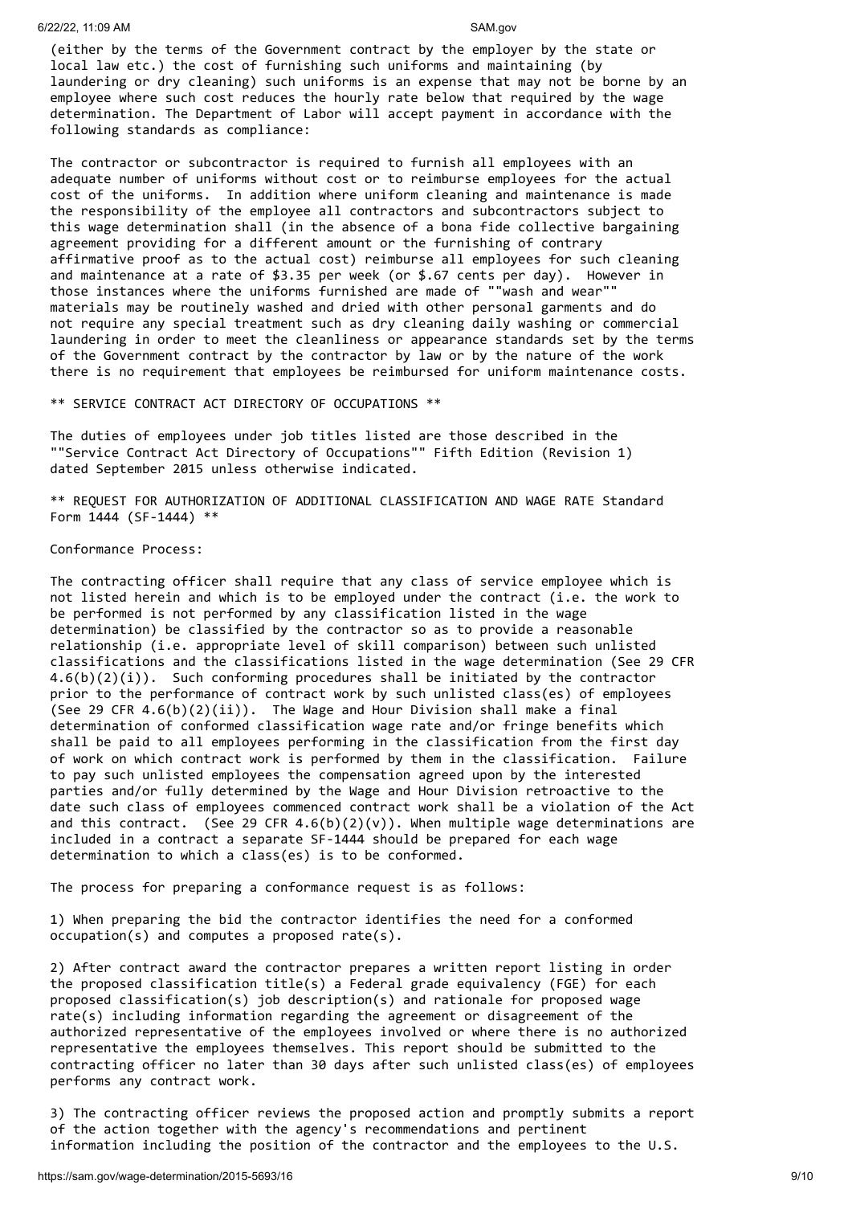(either by the terms of the Government contract by the employer by the state or local law etc.) the cost of furnishing such uniforms and maintaining (by laundering or dry cleaning) such uniforms is an expense that may not be borne by an employee where such cost reduces the hourly rate below that required by the wage determination. The Department of Labor will accept payment in accordance with the following standards as compliance:

The contractor or subcontractor is required to furnish all employees with an adequate number of uniforms without cost or to reimburse employees for the actual cost of the uniforms. In addition where uniform cleaning and maintenance is made the responsibility of the employee all contractors and subcontractors subject to this wage determination shall (in the absence of a bona fide collective bargaining agreement providing for a different amount or the furnishing of contrary affirmative proof as to the actual cost) reimburse all employees for such cleaning and maintenance at a rate of $3.35 per week (or $.67 cents per day). However in those instances where the uniforms furnished are made of ""wash and wear"" materials may be routinely washed and dried with other personal garments and do not require any special treatment such as dry cleaning daily washing or commercial laundering in order to meet the cleanliness or appearance standards set by the terms of the Government contract by the contractor by law or by the nature of the work there is no requirement that employees be reimbursed for uniform maintenance costs.

** SERVICE CONTRACT ACT DIRECTORY OF OCCUPATIONS **

The duties of employees under job titles listed are those described in the ""Service Contract Act Directory of Occupations"" Fifth Edition (Revision 1) dated September 2015 unless otherwise indicated.

** REQUEST FOR AUTHORIZATION OF ADDITIONAL CLASSIFICATION AND WAGE RATE Standard Form 1444 (SF-1444) **

Conformance Process:

The contracting officer shall require that any class of service employee which is not listed herein and which is to be employed under the contract (i.e. the work to be performed is not performed by any classification listed in the wage determination) be classified by the contractor so as to provide a reasonable relationship (i.e. appropriate level of skill comparison) between such unlisted classifications and the classifications listed in the wage determination (See 29 CFR 4.6(b)(2)(i)). Such conforming procedures shall be initiated by the contractor prior to the performance of contract work by such unlisted class(es) of employees (See 29 CFR 4.6(b)(2)(ii)). The Wage and Hour Division shall make a final determination of conformed classification wage rate and/or fringe benefits which shall be paid to all employees performing in the classification from the first day of work on which contract work is performed by them in the classification. Failure to pay such unlisted employees the compensation agreed upon by the interested parties and/or fully determined by the Wage and Hour Division retroactive to the date such class of employees commenced contract work shall be a violation of the Act and this contract. (See 29 CFR 4.6(b)(2)(v)). When multiple wage determinations are included in a contract a separate SF-1444 should be prepared for each wage determination to which a class(es) is to be conformed.

The process for preparing a conformance request is as follows:

1) When preparing the bid the contractor identifies the need for a conformed occupation(s) and computes a proposed rate(s).

2) After contract award the contractor prepares a written report listing in order the proposed classification title(s) a Federal grade equivalency (FGE) for each proposed classification(s) job description(s) and rationale for proposed wage rate(s) including information regarding the agreement or disagreement of the authorized representative of the employees involved or where there is no authorized representative the employees themselves. This report should be submitted to the contracting officer no later than 30 days after such unlisted class(es) of employees performs any contract work.

3) The contracting officer reviews the proposed action and promptly submits a report of the action together with the agency's recommendations and pertinent information including the position of the contractor and the employees to the U.S.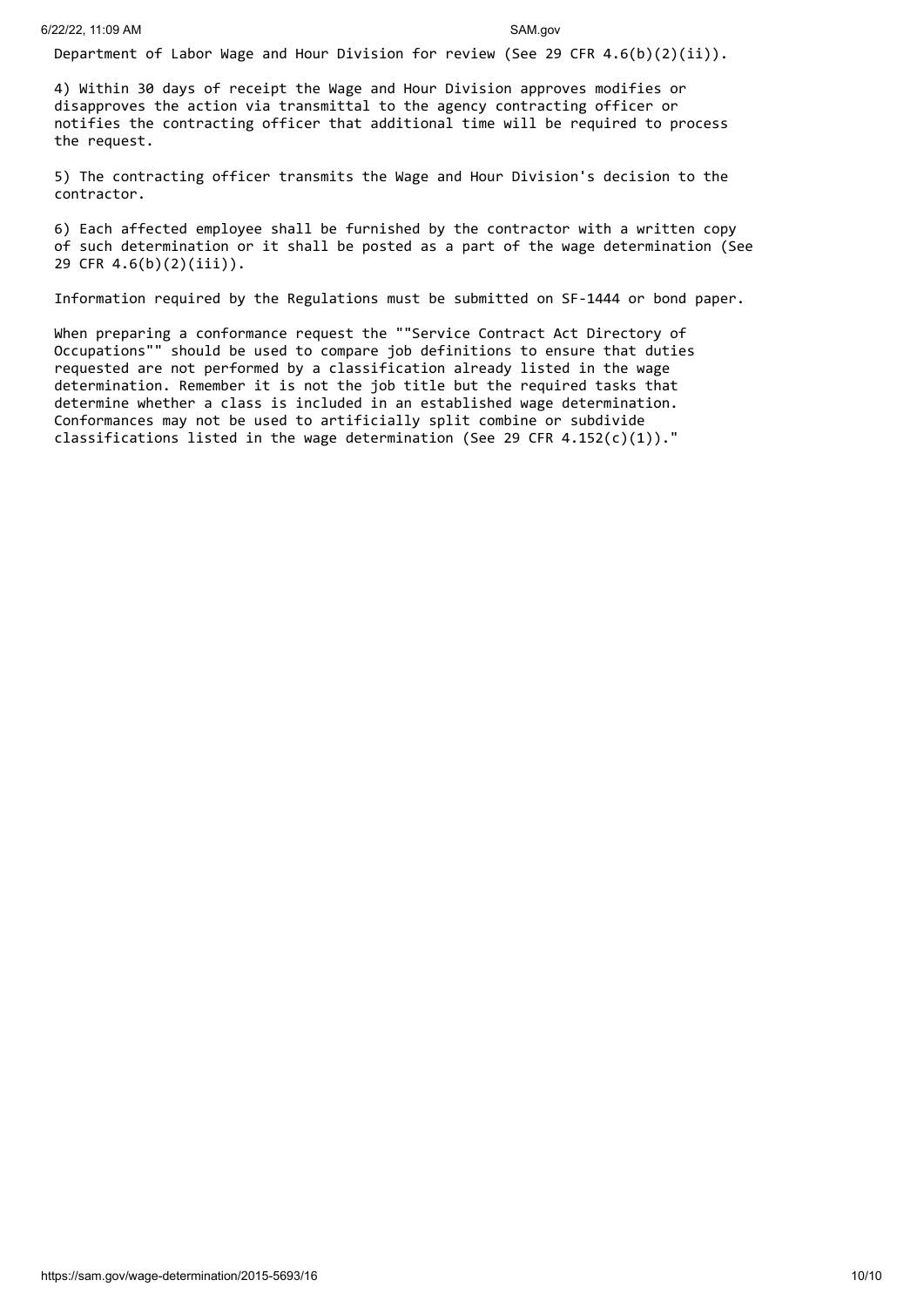Department of Labor Wage and Hour Division for review (See 29 CFR 4.6(b)(2)(ii)).

4) Within 30 days of receipt the Wage and Hour Division approves modifies or disapproves the action via transmittal to the agency contracting officer or notifies the contracting officer that additional time will be required to process the request.

5) The contracting officer transmits the Wage and Hour Division's decision to the contractor.

6) Each affected employee shall be furnished by the contractor with a written copy of such determination or it shall be posted as a part of the wage determination (See 29 CFR 4.6(b)(2)(iii)).

Information required by the Regulations must be submitted on SF-1444 or bond paper.

When preparing a conformance request the ""Service Contract Act Directory of Occupations"" should be used to compare job definitions to ensure that duties requested are not performed by a classification already listed in the wage determination. Remember it is not the job title but the required tasks that determine whether a class is included in an established wage determination. Conformances may not be used to artificially split combine or subdivide classifications listed in the wage determination (See 29 CFR 4.152(c)(1))."